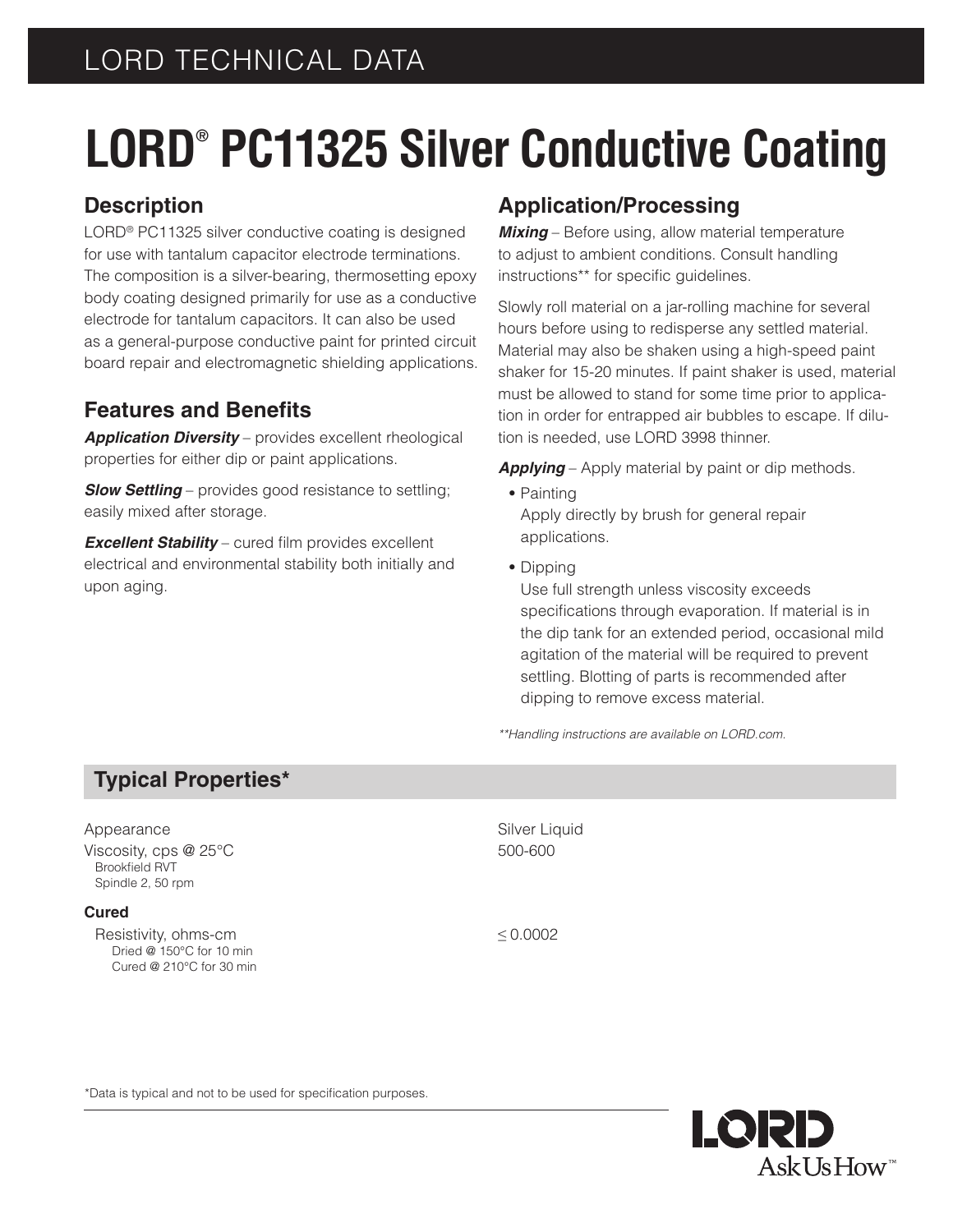# LORD® PC11325 Silver Conductive Coating

## Description

LORD® PC11325 silver conductive coating is designed for use with tantalum capacitor electrode terminations. The composition is a silver-bearing, thermosetting epoxy body coating designed primarily for use as a conductive electrode for tantalum capacitors. It can also be used as a general-purpose conductive paint for printed circuit board repair and electromagnetic shielding applications.

## Features and Benefits

***Application Diversity*** – provides excellent rheological properties for either dip or paint applications.

***Slow Settling*** – provides good resistance to settling; easily mixed after storage.

***Excellent Stability*** – cured film provides excellent electrical and environmental stability both initially and upon aging.

## Application/Processing

***Mixing*** – Before using, allow material temperature to adjust to ambient conditions. Consult handling instructions** for specific guidelines.

Slowly roll material on a jar-rolling machine for several hours before using to redisperse any settled material. Material may also be shaken using a high-speed paint shaker for 15-20 minutes. If paint shaker is used, material must be allowed to stand for some time prior to application in order for entrapped air bubbles to escape. If dilution is needed, use LORD 3998 thinner.

***Applying*** – Apply material by paint or dip methods.

- Painting
  Apply directly by brush for general repair applications.
- Dipping
  Use full strength unless viscosity exceeds specifications through evaporation. If material is in the dip tank for an extended period, occasional mild agitation of the material will be required to prevent settling. Blotting of parts is recommended after dipping to remove excess material.

*\*\*Handling instructions are available on LORD.com.*

## Typical Properties*

| Property | Value |
|---|---|
| Appearance | Silver Liquid |
| Viscosity, cps @ 25°C<br>Brookfield RVT<br>Spindle 2, 50 rpm | 500-600 |
| **Cured** | |
| Resistivity, ohms-cm<br>Dried @ 150°C for 10 min<br>Cured @ 210°C for 30 min | ≤ 0.0002 |

*Data is typical and not to be used for specification purposes.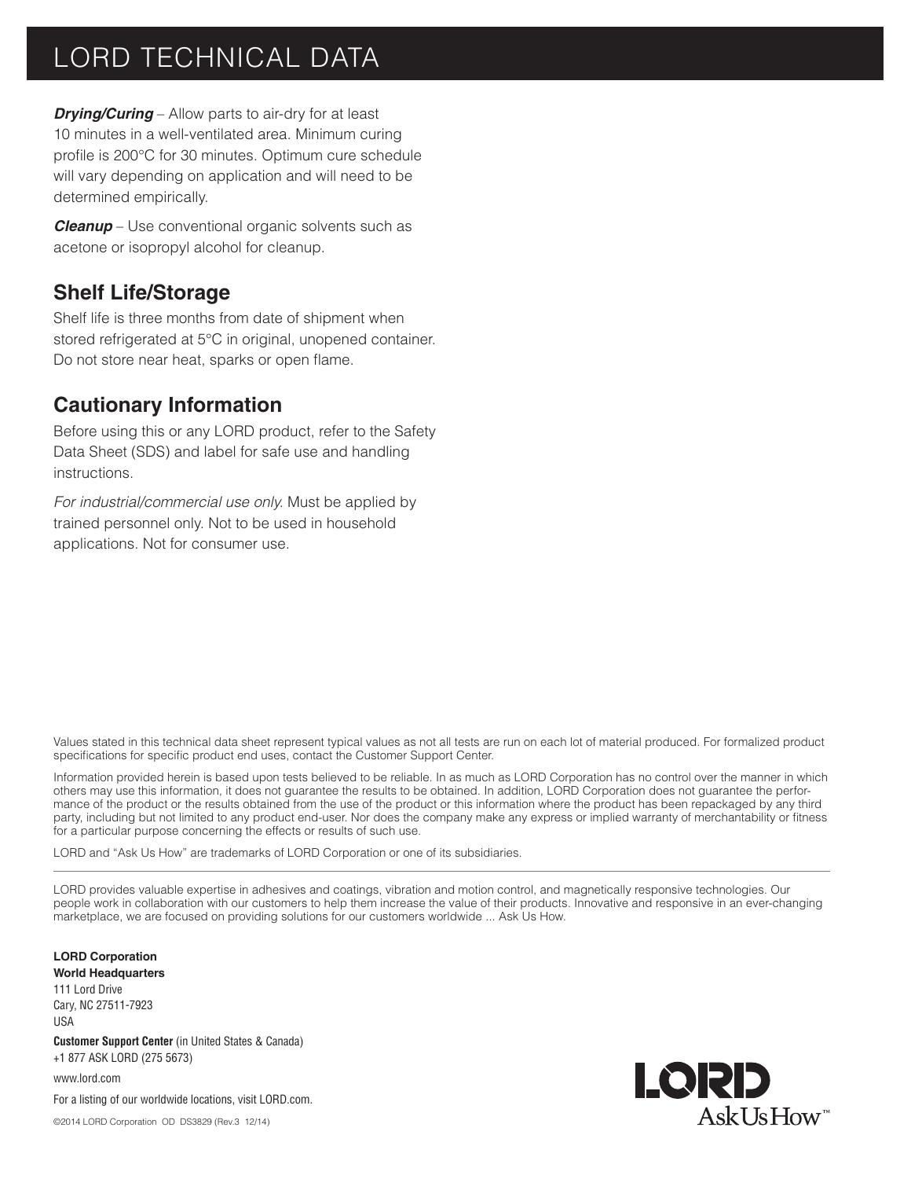***Drying/Curing*** – Allow parts to air-dry for at least 10 minutes in a well-ventilated area. Minimum curing profile is 200°C for 30 minutes. Optimum cure schedule will vary depending on application and will need to be determined empirically.

***Cleanup*** – Use conventional organic solvents such as acetone or isopropyl alcohol for cleanup.

## Shelf Life/Storage

Shelf life is three months from date of shipment when stored refrigerated at 5°C in original, unopened container. Do not store near heat, sparks or open flame.

## Cautionary Information

Before using this or any LORD product, refer to the Safety Data Sheet (SDS) and label for safe use and handling instructions.

*For industrial/commercial use only*. Must be applied by trained personnel only. Not to be used in household applications. Not for consumer use.

Values stated in this technical data sheet represent typical values as not all tests are run on each lot of material produced. For formalized product specifications for specific product end uses, contact the Customer Support Center.

Information provided herein is based upon tests believed to be reliable. In as much as LORD Corporation has no control over the manner in which others may use this information, it does not guarantee the results to be obtained. In addition, LORD Corporation does not guarantee the performance of the product or the results obtained from the use of the product or this information where the product has been repackaged by any third party, including but not limited to any product end-user. Nor does the company make any express or implied warranty of merchantability or fitness for a particular purpose concerning the effects or results of such use.

LORD and "Ask Us How" are trademarks of LORD Corporation or one of its subsidiaries.

---

LORD provides valuable expertise in adhesives and coatings, vibration and motion control, and magnetically responsive technologies. Our people work in collaboration with our customers to help them increase the value of their products. Innovative and responsive in an ever-changing marketplace, we are focused on providing solutions for our customers worldwide ... Ask Us How.

**LORD Corporation**
**World Headquarters**
111 Lord Drive
Cary, NC 27511-7923
USA

**Customer Support Center** (in United States & Canada)
+1 877 ASK LORD (275 5673)

www.lord.com

For a listing of our worldwide locations, visit LORD.com.

©2014 LORD Corporation OD DS3829 (Rev.3 12/14)

LORD
Ask Us How™